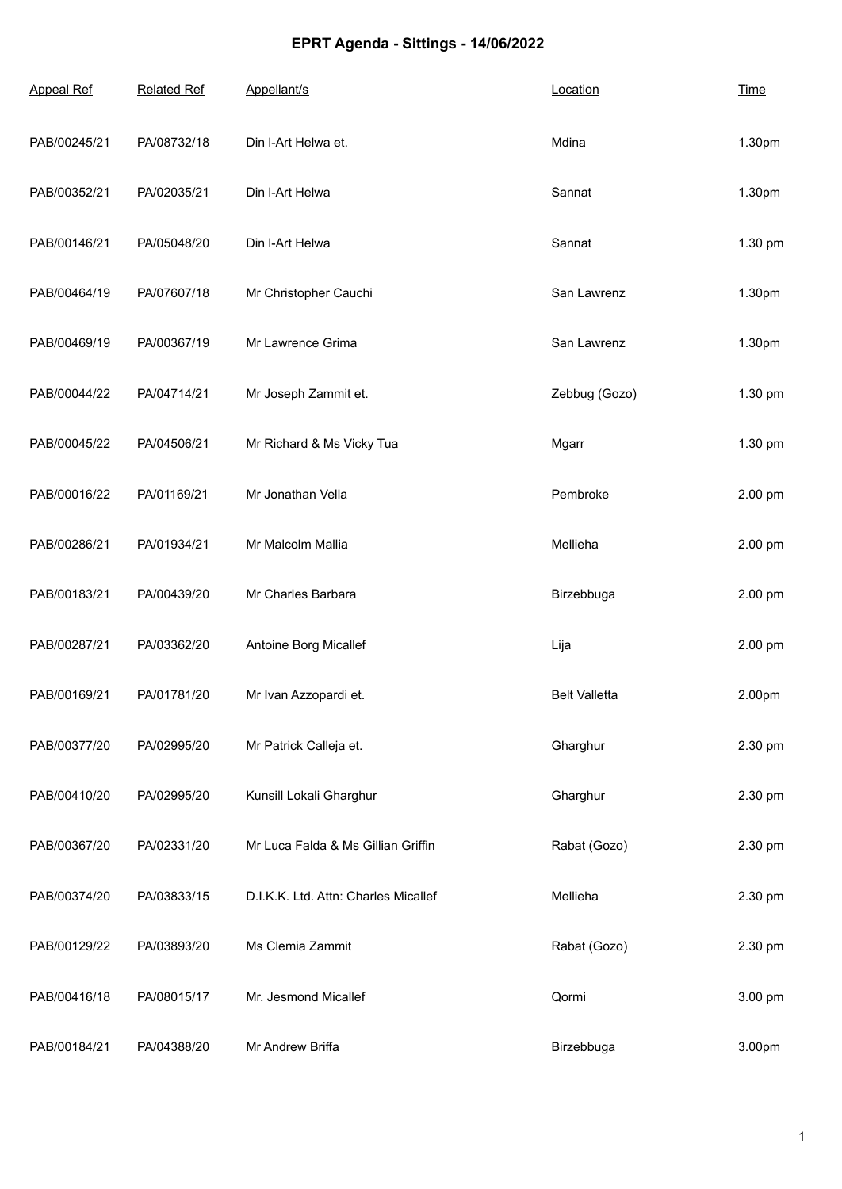# EPRT Agenda - Sittings - 14/06/2022

| Appeal Ref | Related Ref | Appellant/s | Location | Time |
|---|---|---|---|---|
| PAB/00245/21 | PA/08732/18 | Din l-Art Helwa et. | Mdina | 1.30pm |
| PAB/00352/21 | PA/02035/21 | Din l-Art Helwa | Sannat | 1.30pm |
| PAB/00146/21 | PA/05048/20 | Din l-Art Helwa | Sannat | 1.30 pm |
| PAB/00464/19 | PA/07607/18 | Mr Christopher Cauchi | San Lawrenz | 1.30pm |
| PAB/00469/19 | PA/00367/19 | Mr Lawrence Grima | San Lawrenz | 1.30pm |
| PAB/00044/22 | PA/04714/21 | Mr Joseph Zammit et. | Zebbug (Gozo) | 1.30 pm |
| PAB/00045/22 | PA/04506/21 | Mr Richard & Ms Vicky Tua | Mgarr | 1.30 pm |
| PAB/00016/22 | PA/01169/21 | Mr Jonathan Vella | Pembroke | 2.00 pm |
| PAB/00286/21 | PA/01934/21 | Mr Malcolm Mallia | Mellieha | 2.00 pm |
| PAB/00183/21 | PA/00439/20 | Mr Charles Barbara | Birzebbuga | 2.00 pm |
| PAB/00287/21 | PA/03362/20 | Antoine Borg Micallef | Lija | 2.00 pm |
| PAB/00169/21 | PA/01781/20 | Mr Ivan Azzopardi et. | Belt Valletta | 2.00pm |
| PAB/00377/20 | PA/02995/20 | Mr Patrick Calleja et. | Gharghur | 2.30 pm |
| PAB/00410/20 | PA/02995/20 | Kunsill Lokali Gharghur | Gharghur | 2.30 pm |
| PAB/00367/20 | PA/02331/20 | Mr Luca Falda & Ms Gillian Griffin | Rabat (Gozo) | 2.30 pm |
| PAB/00374/20 | PA/03833/15 | D.I.K.K. Ltd. Attn: Charles Micallef | Mellieha | 2.30 pm |
| PAB/00129/22 | PA/03893/20 | Ms Clemia Zammit | Rabat (Gozo) | 2.30 pm |
| PAB/00416/18 | PA/08015/17 | Mr. Jesmond Micallef | Qormi | 3.00 pm |
| PAB/00184/21 | PA/04388/20 | Mr Andrew Briffa | Birzebbuga | 3.00pm |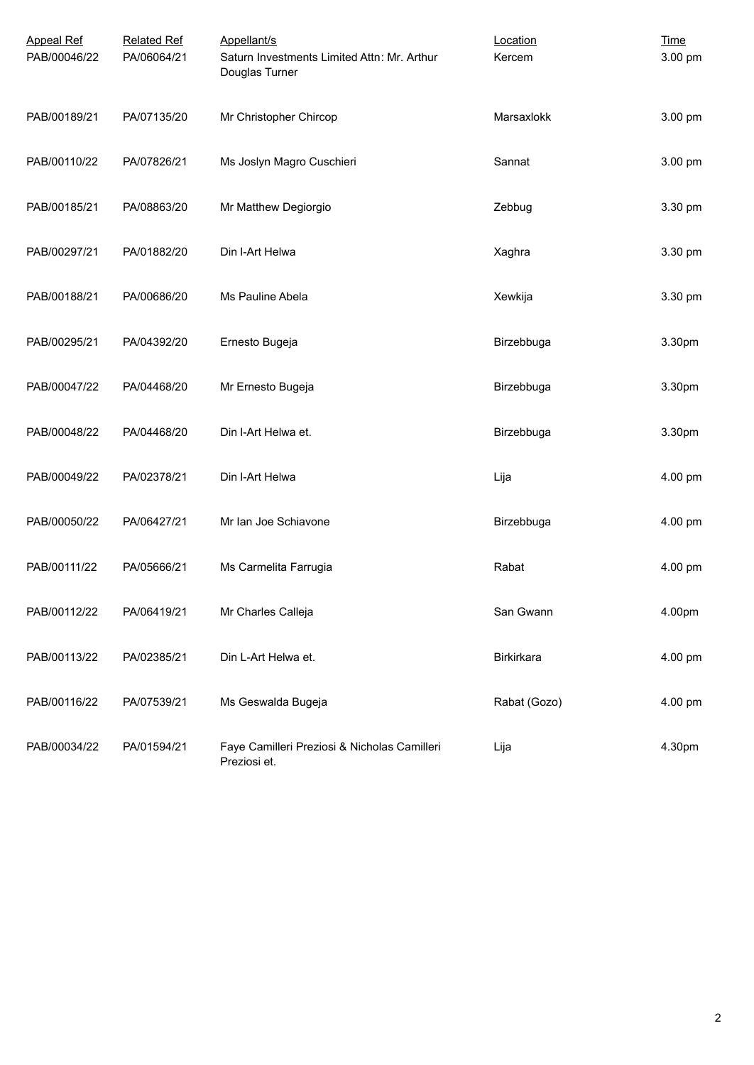| Appeal Ref | Related Ref | Appellant/s | Location | Time |
|---|---|---|---|---|
| PAB/00046/22 | PA/06064/21 | Saturn Investments Limited Attn: Mr. Arthur Douglas Turner | Kercem | 3.00 pm |
| PAB/00189/21 | PA/07135/20 | Mr Christopher Chircop | Marsaxlokk | 3.00 pm |
| PAB/00110/22 | PA/07826/21 | Ms Joslyn Magro Cuschieri | Sannat | 3.00 pm |
| PAB/00185/21 | PA/08863/20 | Mr Matthew Degiorgio | Zebbug | 3.30 pm |
| PAB/00297/21 | PA/01882/20 | Din l-Art Helwa | Xaghra | 3.30 pm |
| PAB/00188/21 | PA/00686/20 | Ms Pauline Abela | Xewkija | 3.30 pm |
| PAB/00295/21 | PA/04392/20 | Ernesto Bugeja | Birzebbuga | 3.30pm |
| PAB/00047/22 | PA/04468/20 | Mr Ernesto Bugeja | Birzebbuga | 3.30pm |
| PAB/00048/22 | PA/04468/20 | Din l-Art Helwa et. | Birzebbuga | 3.30pm |
| PAB/00049/22 | PA/02378/21 | Din l-Art Helwa | Lija | 4.00 pm |
| PAB/00050/22 | PA/06427/21 | Mr Ian Joe Schiavone | Birzebbuga | 4.00 pm |
| PAB/00111/22 | PA/05666/21 | Ms Carmelita Farrugia | Rabat | 4.00 pm |
| PAB/00112/22 | PA/06419/21 | Mr Charles Calleja | San Gwann | 4.00pm |
| PAB/00113/22 | PA/02385/21 | Din L-Art Helwa et. | Birkirkara | 4.00 pm |
| PAB/00116/22 | PA/07539/21 | Ms Geswalda Bugeja | Rabat (Gozo) | 4.00 pm |
| PAB/00034/22 | PA/01594/21 | Faye Camilleri Preziosi & Nicholas Camilleri Preziosi et. | Lija | 4.30pm |